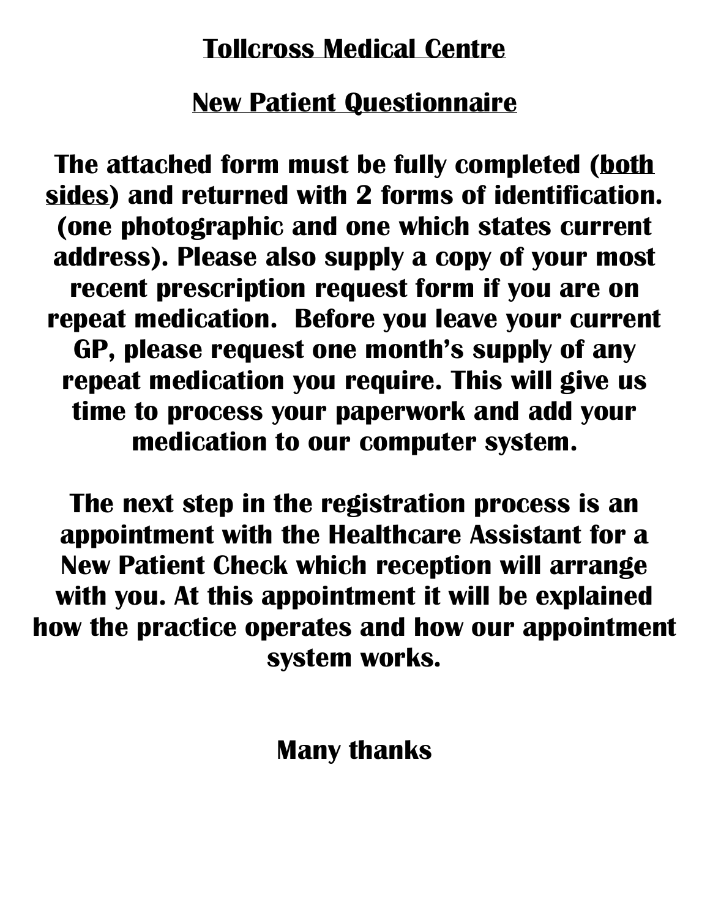# Tollcross Medical Centre

## New Patient Questionnaire

**The attached form must be fully completed (both sides) and returned with 2 forms of identification. (one photographic and one which states current address). Please also supply a copy of your most recent prescription request form if you are on repeat medication. Before you leave your current GP, please request one month's supply of any repeat medication you require. This will give us time to process your paperwork and add your medication to our computer system.**

**The next step in the registration process is an appointment with the Healthcare Assistant for a New Patient Check which reception will arrange with you. At this appointment it will be explained how the practice operates and how our appointment system works.**

**Many thanks**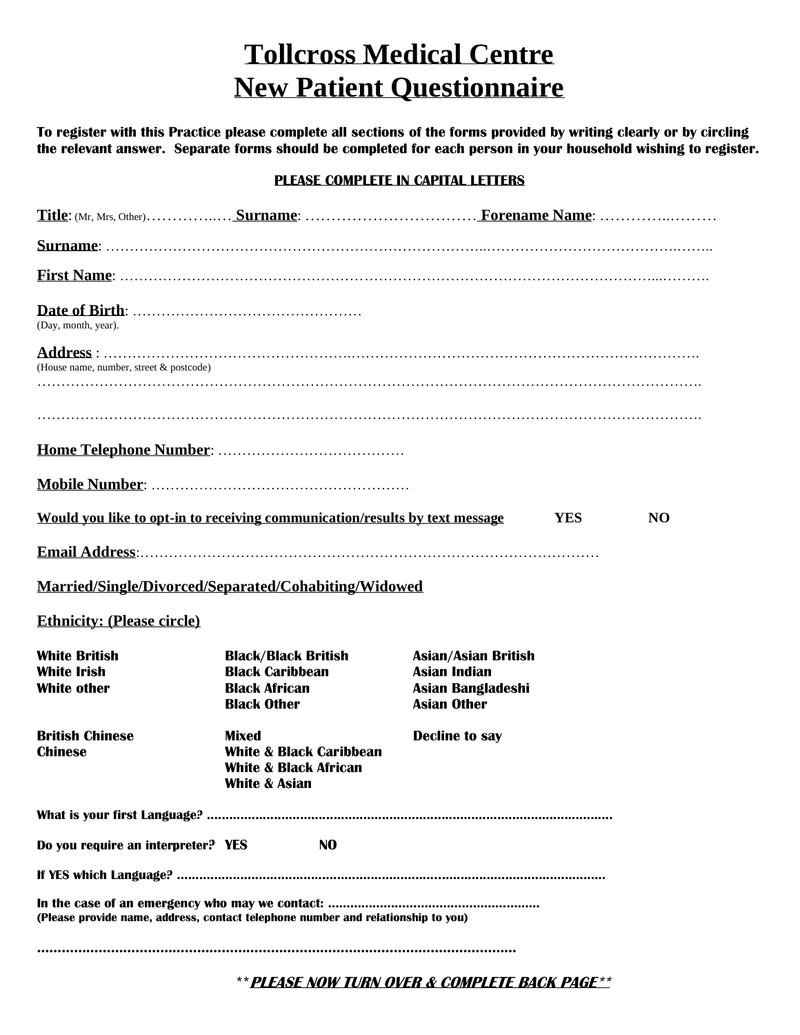# Tollcross Medical Centre
# New Patient Questionnaire

**To register with this Practice please complete all sections of the forms provided by writing clearly or by circling the relevant answer. Separate forms should be completed for each person in your household wishing to register.**

**PLEASE COMPLETE IN CAPITAL LETTERS**

**Title**: (Mr, Mrs, Other)……………..… **Surname**: …………………………… **Forename Name**: …………..………

**Surname**: …………………………………………………………………..………………………………………..

**First Name**: ………………………………………………………………………………………………...……….

**Date of Birth**: …………………………………………
(Day, month, year).

**Address** : ……………………………………………..…………………………………………………………….
(House name, number, street & postcode)
…………………………………………………………………………………………………………………….

…………………………………………………………………………………………………………………….

**Home Telephone Number**: …………………………………

**Mobile Number**: ………………………………………………

**Would you like to opt-in to receiving communication/results by text message** **YES** **NO**

**Email Address**:……………………………………………………………………………………

**Married/Single/Divorced/Separated/Cohabiting/Widowed**

**Ethnicity: (Please circle)**

| | | |
|---|---|---|
| **White British** | **Black/Black British** | **Asian/Asian British** |
| **White Irish** | **Black Caribbean** | **Asian Indian** |
| **White other** | **Black African** | **Asian Bangladeshi** |
| | **Black Other** | **Asian Other** |
| **British Chinese** | **Mixed** | **Decline to say** |
| **Chinese** | **White & Black Caribbean** | |
| | **White & Black African** | |
| | **White & Asian** | |

**What is your first Language? ………………………………………………………………………………………**

**Do you require an interpreter? YES NO**

**If YES which Language? ……………………………………………………………………………………………**

**In the case of an emergency who may we contact: …………………………………………………**
**(Please provide name, address, contact telephone number and relationship to you)**

**…………………………………………………………………………………………………………**

***\*\*PLEASE NOW TURN OVER & COMPLETE BACK PAGE\*\****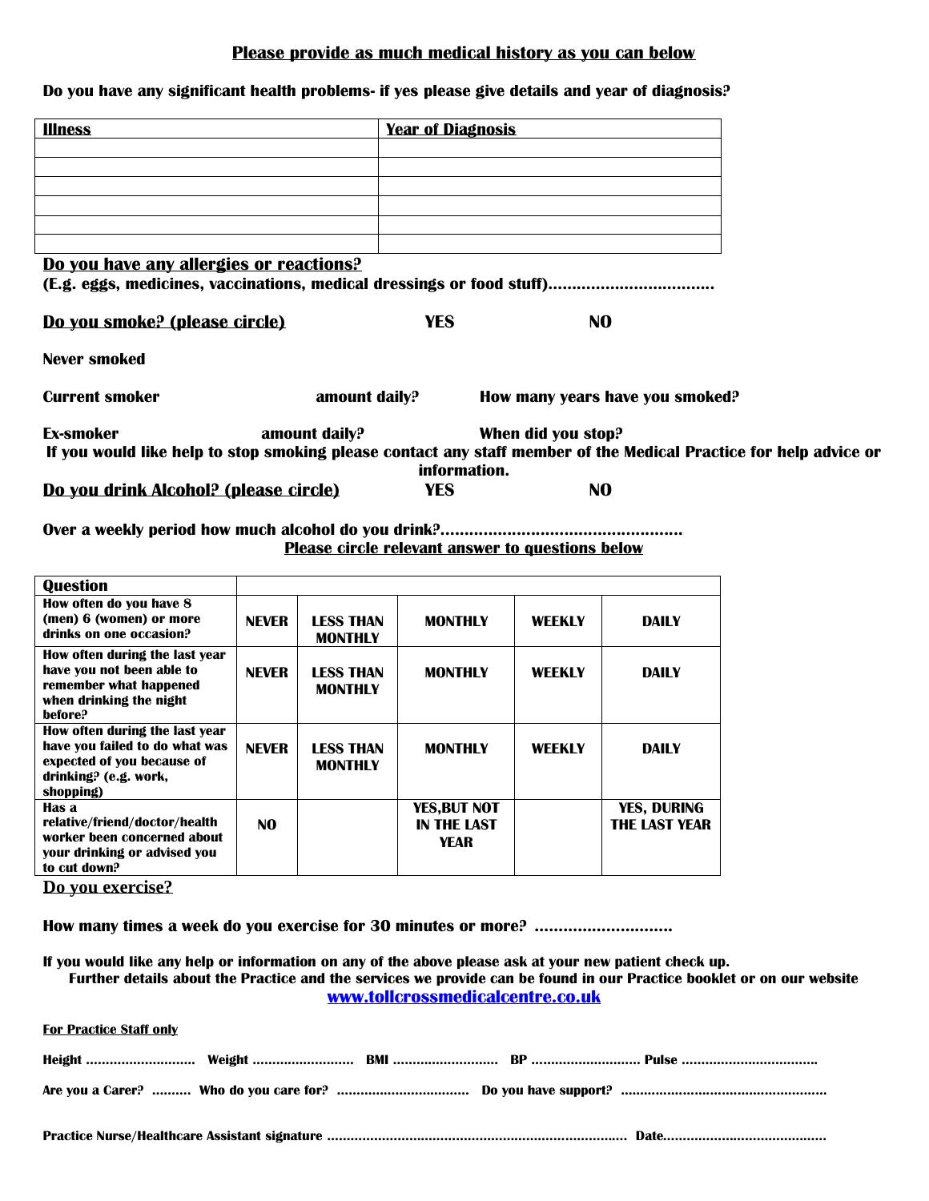**<u>Please provide as much medical history as you can below</u>**

**Do you have any significant health problems- if yes please give details and year of diagnosis?**

| <u>Illness</u> | <u>Year of Diagnosis</u> |
|---|---|
| | |
| | |
| | |
| | |
| | |
| | |

**<u>Do you have any allergies or reactions?</u>**

**(E.g. eggs, medicines, vaccinations, medical dressings or food stuff)...................................**

**<u>Do you smoke? (please circle)</u>** **YES** **NO**

**Never smoked**

**Current smoker** **amount daily?** **How many years have you smoked?**

**Ex-smoker** **amount daily?** **When did you stop?**

**If you would like help to stop smoking please contact any staff member of the Medical Practice for help advice or information.**

**<u>Do you drink Alcohol? (please circle)</u>** **YES** **NO**

**Over a weekly period how much alcohol do you drink?..................................................**

**<u>Please circle relevant answer to questions below</u>**

| Question | | | | | |
|---|---|---|---|---|---|
| How often do you have 8 (men) 6 (women) or more drinks on one occasion? | NEVER | LESS THAN MONTHLY | MONTHLY | WEEKLY | DAILY |
| How often during the last year have you not been able to remember what happened when drinking the night before? | NEVER | LESS THAN MONTHLY | MONTHLY | WEEKLY | DAILY |
| How often during the last year have you failed to do what was expected of you because of drinking? (e.g. work, shopping) | NEVER | LESS THAN MONTHLY | MONTHLY | WEEKLY | DAILY |
| Has a relative/friend/doctor/health worker been concerned about your drinking or advised you to cut down? | NO | | YES,BUT NOT IN THE LAST YEAR | | YES, DURING THE LAST YEAR |

**<u>Do you exercise?</u>**

**How many times a week do you exercise for 30 minutes or more? .............................**

**If you would like any help or information on any of the above please ask at your new patient check up.**
**Further details about the Practice and the services we provide can be found in our Practice booklet or on our website [www.tollcrossmedicalcentre.co.uk](http://www.tollcrossmedicalcentre.co.uk)**

**<u>For Practice Staff only</u>**

**Height ............................ Weight .......................... BMI ........................... BP ............................ Pulse ...................................**

**Are you a Carer? .......... Who do you care for? ................................. Do you have support? ....................................................**

**Practice Nurse/Healthcare Assistant signature ............................................................................. Date..........................................**